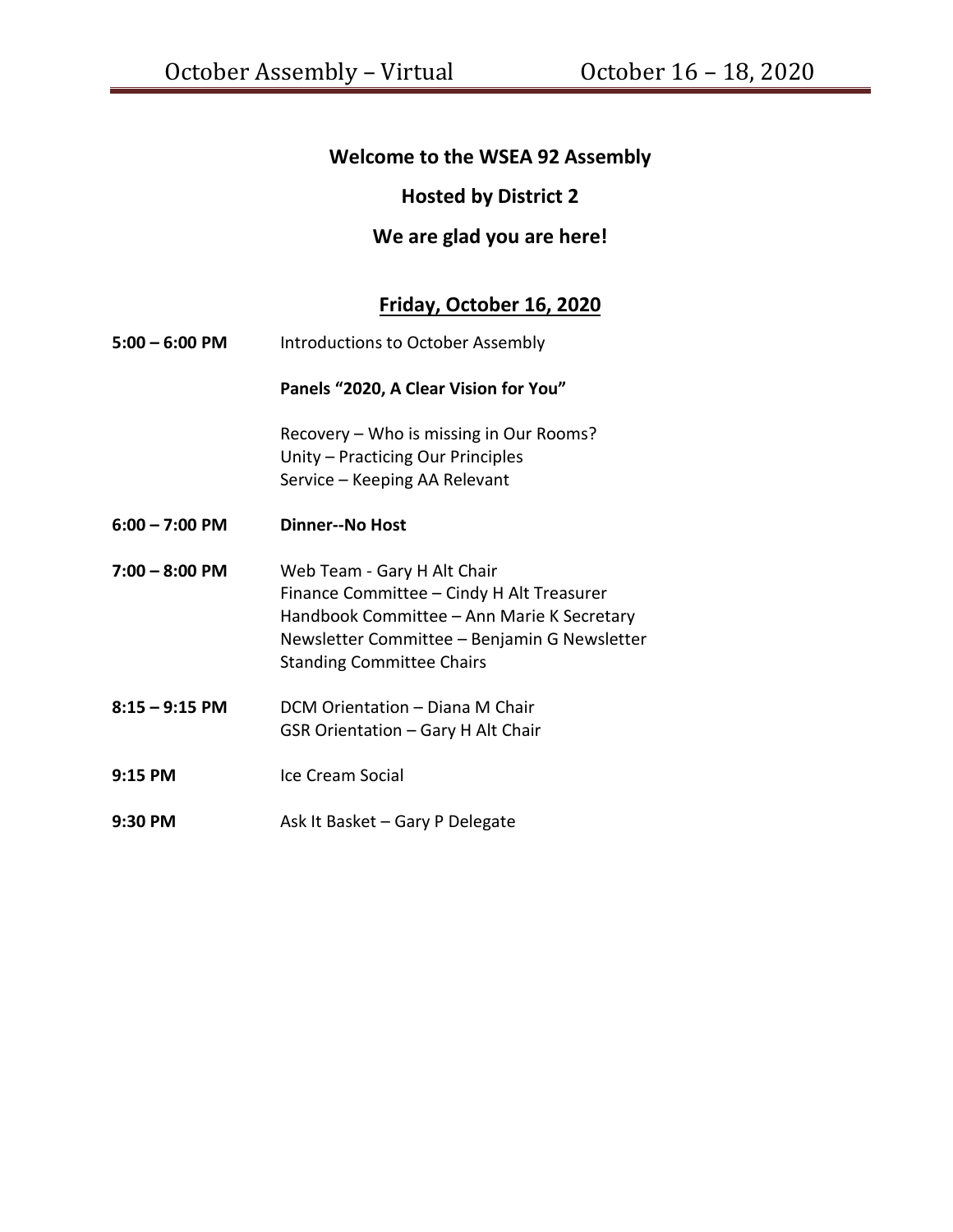**Welcome to the WSEA 92 Assembly**

**Hosted by District 2**

**We are glad you are here!**

## Friday, October 16, 2020

**5:00 – 6:00 PM** Introductions to October Assembly

**Panels "2020, A Clear Vision for You"**

Recovery – Who is missing in Our Rooms?
Unity – Practicing Our Principles
Service – Keeping AA Relevant

**6:00 – 7:00 PM** **Dinner--No Host**

**7:00 – 8:00 PM** Web Team - Gary H Alt Chair
Finance Committee – Cindy H Alt Treasurer
Handbook Committee – Ann Marie K Secretary
Newsletter Committee – Benjamin G Newsletter
Standing Committee Chairs

**8:15 – 9:15 PM** DCM Orientation – Diana M Chair
GSR Orientation – Gary H Alt Chair

**9:15 PM** Ice Cream Social

**9:30 PM** Ask It Basket – Gary P Delegate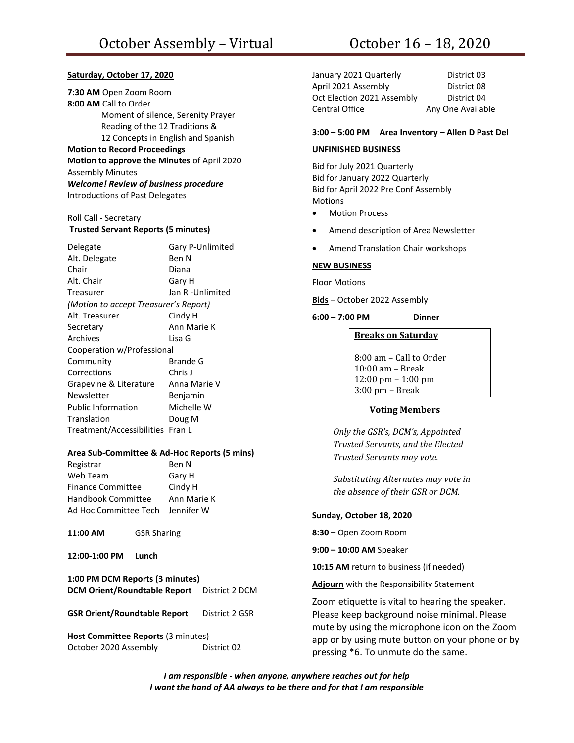# October Assembly – Virtual October 16 – 18, 2020

**Saturday, October 17, 2020**

**7:30 AM** Open Zoom Room
**8:00 AM** Call to Order
Moment of silence, Serenity Prayer
Reading of the 12 Traditions &
12 Concepts in English and Spanish

**Motion to Record Proceedings**
**Motion to approve the Minutes** of April 2020 Assembly Minutes
***Welcome! Review of business procedure***
Introductions of Past Delegates

Roll Call - Secretary
**Trusted Servant Reports (5 minutes)**

| | |
|---|---|
| Delegate | Gary P-Unlimited |
| Alt. Delegate | Ben N |
| Chair | Diana |
| Alt. Chair | Gary H |
| Treasurer | Jan R -Unlimited |
| *(Motion to accept Treasurer's Report)* | |
| Alt. Treasurer | Cindy H |
| Secretary | Ann Marie K |
| Archives | Lisa G |
| Cooperation w/Professional Community | Brande G |
| Corrections | Chris J |
| Grapevine & Literature | Anna Marie V |
| Newsletter | Benjamin |
| Public Information | Michelle W |
| Translation | Doug M |
| Treatment/Accessibilities | Fran L |

**Area Sub-Committee & Ad-Hoc Reports (5 mins)**

| | |
|---|---|
| Registrar | Ben N |
| Web Team | Gary H |
| Finance Committee | Cindy H |
| Handbook Committee | Ann Marie K |
| Ad Hoc Committee Tech | Jennifer W |

**11:00 AM** GSR Sharing

**12:00-1:00 PM Lunch**

**1:00 PM DCM Reports (3 minutes)**
**DCM Orient/Roundtable Report** District 2 DCM

**GSR Orient/Roundtable Report** District 2 GSR

**Host Committee Reports** (3 minutes)

| | |
|---|---|
| October 2020 Assembly | District 02 |
| January 2021 Quarterly | District 03 |
| April 2021 Assembly | District 08 |
| Oct Election 2021 Assembly | District 04 |
| Central Office | Any One Available |

**3:00 – 5:00 PM Area Inventory – Allen D Past Del**

**UNFINISHED BUSINESS**

Bid for July 2021 Quarterly
Bid for January 2022 Quarterly
Bid for April 2022 Pre Conf Assembly
Motions

- Motion Process
- Amend description of Area Newsletter
- Amend Translation Chair workshops

**NEW BUSINESS**

Floor Motions

**Bids** – October 2022 Assembly

**6:00 – 7:00 PM Dinner**

**Breaks on Saturday**

8:00 am – Call to Order
10:00 am – Break
12:00 pm – 1:00 pm
3:00 pm – Break

**Voting Members**

*Only the GSR's, DCM's, Appointed Trusted Servants, and the Elected Trusted Servants may vote.*

*Substituting Alternates may vote in the absence of their GSR or DCM.*

**Sunday, October 18, 2020**

**8:30** – Open Zoom Room

**9:00 – 10:00 AM** Speaker

**10:15 AM** return to business (if needed)

**Adjourn** with the Responsibility Statement

Zoom etiquette is vital to hearing the speaker. Please keep background noise minimal. Please mute by using the microphone icon on the Zoom app or by using mute button on your phone or by pressing *6. To unmute do the same.

***I am responsible - when anyone, anywhere reaches out for help***
***I want the hand of AA always to be there and for that I am responsible***